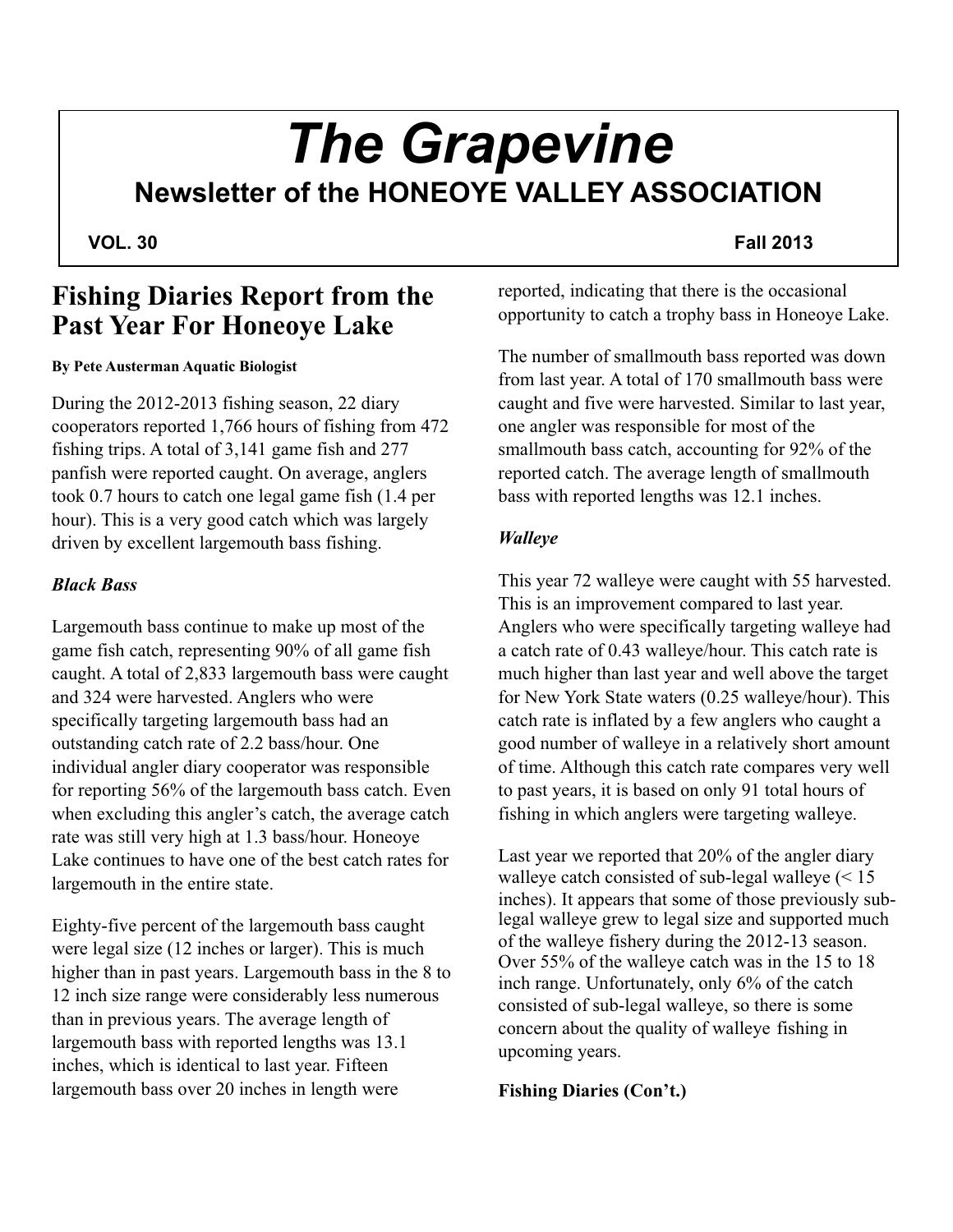# The Grapevine

## Newsletter of the HONEOYE VALLEY ASSOCIATION

**VOL. 30** **Fall 2013**

## Fishing Diaries Report from the Past Year For Honeoye Lake

**By Pete Austerman Aquatic Biologist**

During the 2012-2013 fishing season, 22 diary cooperators reported 1,766 hours of fishing from 472 fishing trips. A total of 3,141 game fish and 277 panfish were reported caught. On average, anglers took 0.7 hours to catch one legal game fish (1.4 per hour). This is a very good catch which was largely driven by excellent largemouth bass fishing.

### *Black Bass*

Largemouth bass continue to make up most of the game fish catch, representing 90% of all game fish caught. A total of 2,833 largemouth bass were caught and 324 were harvested. Anglers who were specifically targeting largemouth bass had an outstanding catch rate of 2.2 bass/hour. One individual angler diary cooperator was responsible for reporting 56% of the largemouth bass catch. Even when excluding this angler's catch, the average catch rate was still very high at 1.3 bass/hour. Honeoye Lake continues to have one of the best catch rates for largemouth in the entire state.

Eighty-five percent of the largemouth bass caught were legal size (12 inches or larger). This is much higher than in past years. Largemouth bass in the 8 to 12 inch size range were considerably less numerous than in previous years. The average length of largemouth bass with reported lengths was 13.1 inches, which is identical to last year. Fifteen largemouth bass over 20 inches in length were reported, indicating that there is the occasional opportunity to catch a trophy bass in Honeoye Lake.

The number of smallmouth bass reported was down from last year. A total of 170 smallmouth bass were caught and five were harvested. Similar to last year, one angler was responsible for most of the smallmouth bass catch, accounting for 92% of the reported catch. The average length of smallmouth bass with reported lengths was 12.1 inches.

### *Walleye*

This year 72 walleye were caught with 55 harvested. This is an improvement compared to last year. Anglers who were specifically targeting walleye had a catch rate of 0.43 walleye/hour. This catch rate is much higher than last year and well above the target for New York State waters (0.25 walleye/hour). This catch rate is inflated by a few anglers who caught a good number of walleye in a relatively short amount of time. Although this catch rate compares very well to past years, it is based on only 91 total hours of fishing in which anglers were targeting walleye.

Last year we reported that 20% of the angler diary walleye catch consisted of sub-legal walleye (< 15 inches). It appears that some of those previously sub-legal walleye grew to legal size and supported much of the walleye fishery during the 2012-13 season. Over 55% of the walleye catch was in the 15 to 18 inch range. Unfortunately, only 6% of the catch consisted of sub-legal walleye, so there is some concern about the quality of walleye fishing in upcoming years.

**Fishing Diaries (Con't.)**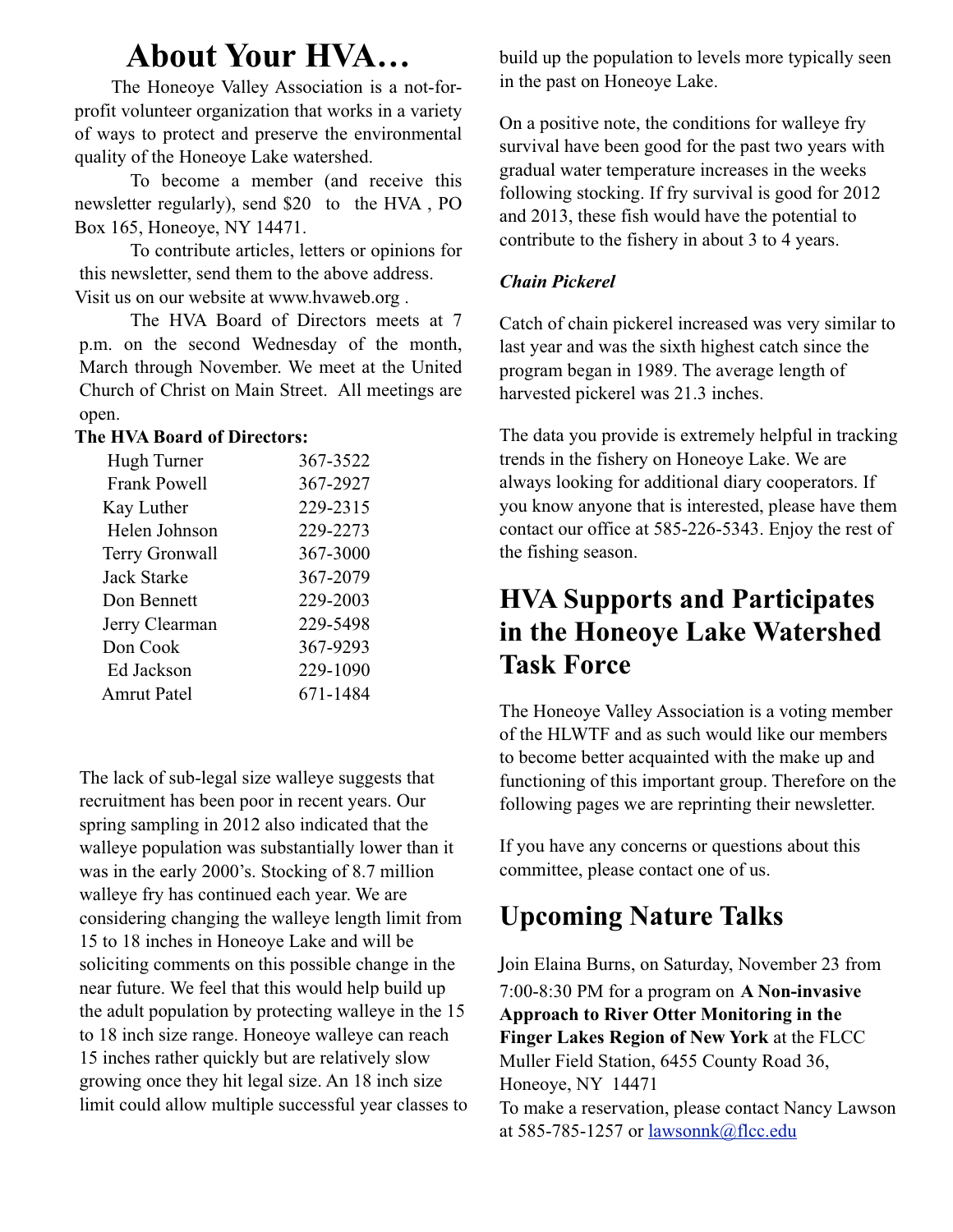# About Your HVA…

The Honeoye Valley Association is a not-for-profit volunteer organization that works in a variety of ways to protect and preserve the environmental quality of the Honeoye Lake watershed.

To become a member (and receive this newsletter regularly), send $20 to the HVA , PO Box 165, Honeoye, NY 14471.

To contribute articles, letters or opinions for this newsletter, send them to the above address. Visit us on our website at www.hvaweb.org .

The HVA Board of Directors meets at 7 p.m. on the second Wednesday of the month, March through November. We meet at the United Church of Christ on Main Street. All meetings are open.

**The HVA Board of Directors:**

| | |
|---|---|
| Hugh Turner | 367-3522 |
| Frank Powell | 367-2927 |
| Kay Luther | 229-2315 |
| Helen Johnson | 229-2273 |
| Terry Gronwall | 367-3000 |
| Jack Starke | 367-2079 |
| Don Bennett | 229-2003 |
| Jerry Clearman | 229-5498 |
| Don Cook | 367-9293 |
| Ed Jackson | 229-1090 |
| Amrut Patel | 671-1484 |

The lack of sub-legal size walleye suggests that recruitment has been poor in recent years. Our spring sampling in 2012 also indicated that the walleye population was substantially lower than it was in the early 2000's. Stocking of 8.7 million walleye fry has continued each year. We are considering changing the walleye length limit from 15 to 18 inches in Honeoye Lake and will be soliciting comments on this possible change in the near future. We feel that this would help build up the adult population by protecting walleye in the 15 to 18 inch size range. Honeoye walleye can reach 15 inches rather quickly but are relatively slow growing once they hit legal size. An 18 inch size limit could allow multiple successful year classes to build up the population to levels more typically seen in the past on Honeoye Lake.

On a positive note, the conditions for walleye fry survival have been good for the past two years with gradual water temperature increases in the weeks following stocking. If fry survival is good for 2012 and 2013, these fish would have the potential to contribute to the fishery in about 3 to 4 years.

***Chain Pickerel***

Catch of chain pickerel increased was very similar to last year and was the sixth highest catch since the program began in 1989. The average length of harvested pickerel was 21.3 inches.

The data you provide is extremely helpful in tracking trends in the fishery on Honeoye Lake. We are always looking for additional diary cooperators. If you know anyone that is interested, please have them contact our office at 585-226-5343. Enjoy the rest of the fishing season.

## HVA Supports and Participates in the Honeoye Lake Watershed Task Force

The Honeoye Valley Association is a voting member of the HLWTF and as such would like our members to become better acquainted with the make up and functioning of this important group. Therefore on the following pages we are reprinting their newsletter.

If you have any concerns or questions about this committee, please contact one of us.

## Upcoming Nature Talks

Join Elaina Burns, on Saturday, November 23 from 7:00-8:30 PM for a program on **A Non-invasive Approach to River Otter Monitoring in the Finger Lakes Region of New York** at the FLCC Muller Field Station, 6455 County Road 36, Honeoye, NY 14471
To make a reservation, please contact Nancy Lawson at 585-785-1257 or lawsonnk@flcc.edu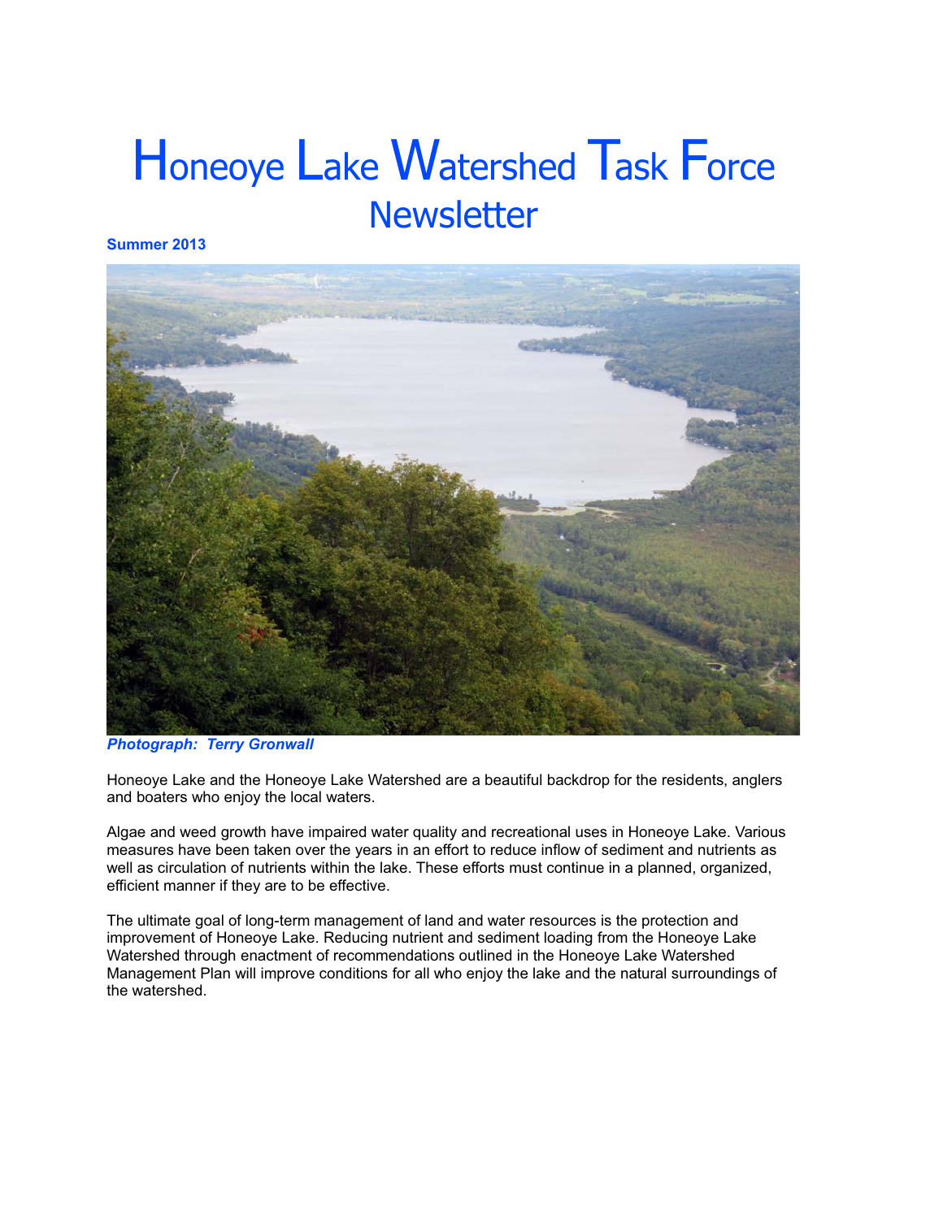# Honeoye Lake Watershed Task Force

## Newsletter

**Summer 2013**

***Photograph: Terry Gronwall***

Honeoye Lake and the Honeoye Lake Watershed are a beautiful backdrop for the residents, anglers and boaters who enjoy the local waters.

Algae and weed growth have impaired water quality and recreational uses in Honeoye Lake. Various measures have been taken over the years in an effort to reduce inflow of sediment and nutrients as well as circulation of nutrients within the lake. These efforts must continue in a planned, organized, efficient manner if they are to be effective.

The ultimate goal of long-term management of land and water resources is the protection and improvement of Honeoye Lake. Reducing nutrient and sediment loading from the Honeoye Lake Watershed through enactment of recommendations outlined in the Honeoye Lake Watershed Management Plan will improve conditions for all who enjoy the lake and the natural surroundings of the watershed.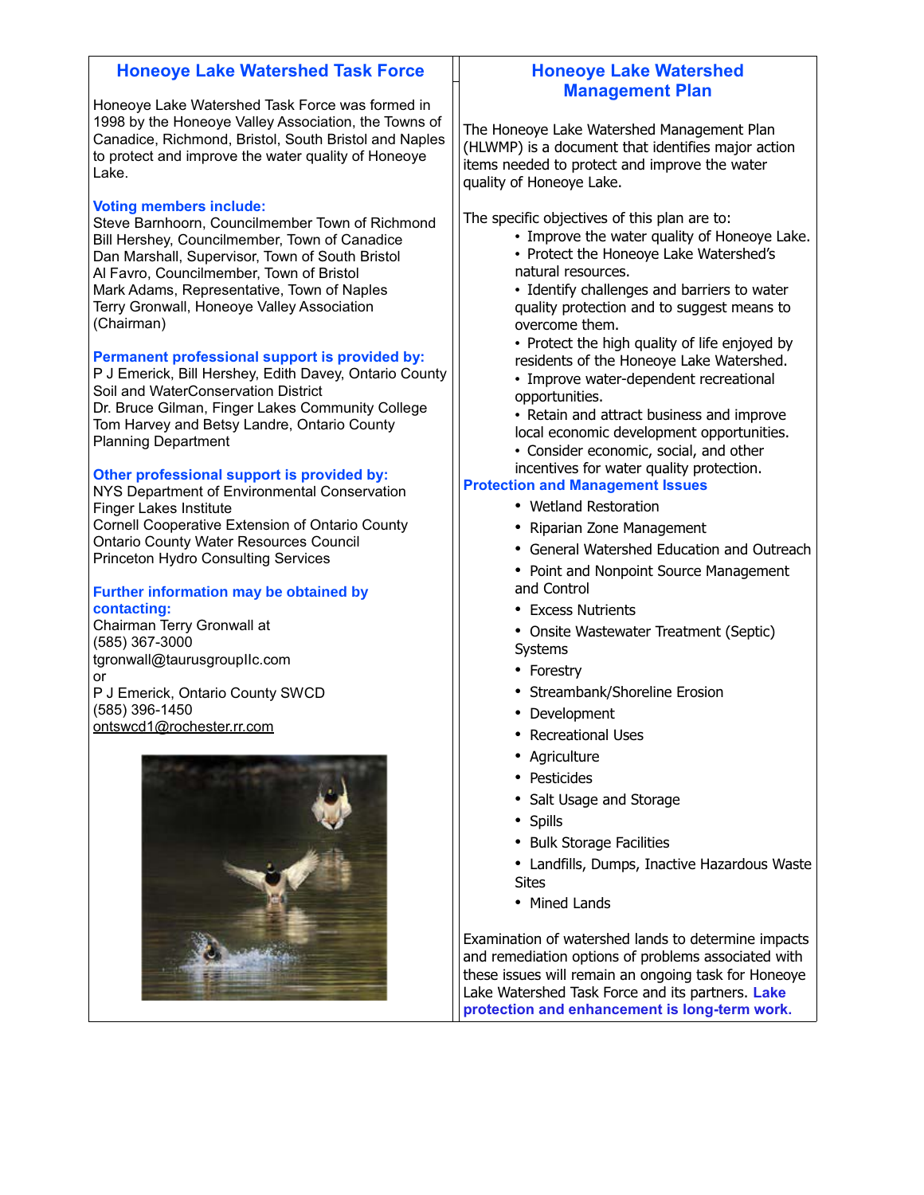## Honeoye Lake Watershed Task Force

Honeoye Lake Watershed Task Force was formed in 1998 by the Honeoye Valley Association, the Towns of Canadice, Richmond, Bristol, South Bristol and Naples to protect and improve the water quality of Honeoye Lake.

**Voting members include:**

Steve Barnhoorn, Councilmember Town of Richmond
Bill Hershey, Councilmember, Town of Canadice
Dan Marshall, Supervisor, Town of South Bristol
Al Favro, Councilmember, Town of Bristol
Mark Adams, Representative, Town of Naples
Terry Gronwall, Honeoye Valley Association (Chairman)

**Permanent professional support is provided by:**

P J Emerick, Bill Hershey, Edith Davey, Ontario County Soil and WaterConservation District
Dr. Bruce Gilman, Finger Lakes Community College
Tom Harvey and Betsy Landre, Ontario County Planning Department

**Other professional support is provided by:**

NYS Department of Environmental Conservation
Finger Lakes Institute
Cornell Cooperative Extension of Ontario County
Ontario County Water Resources Council
Princeton Hydro Consulting Services

**Further information may be obtained by contacting:**

Chairman Terry Gronwall at
(585) 367-3000
tgronwall@taurusgroupllc.com
or
P J Emerick, Ontario County SWCD
(585) 396-1450
ontswcd1@rochester.rr.com

## Honeoye Lake Watershed Management Plan

The Honeoye Lake Watershed Management Plan (HLWMP) is a document that identifies major action items needed to protect and improve the water quality of Honeoye Lake.

The specific objectives of this plan are to:

- Improve the water quality of Honeoye Lake.
- Protect the Honeoye Lake Watershed's natural resources.
- Identify challenges and barriers to water quality protection and to suggest means to overcome them.
- Protect the high quality of life enjoyed by residents of the Honeoye Lake Watershed.
- Improve water-dependent recreational opportunities.
- Retain and attract business and improve local economic development opportunities.
- Consider economic, social, and other incentives for water quality protection.

### Protection and Management Issues

- Wetland Restoration
- Riparian Zone Management
- General Watershed Education and Outreach
- Point and Nonpoint Source Management and Control
- Excess Nutrients
- Onsite Wastewater Treatment (Septic) Systems
- Forestry
- Streambank/Shoreline Erosion
- Development
- Recreational Uses
- Agriculture
- Pesticides
- Salt Usage and Storage
- Spills
- Bulk Storage Facilities
- Landfills, Dumps, Inactive Hazardous Waste Sites
- Mined Lands

Examination of watershed lands to determine impacts and remediation options of problems associated with these issues will remain an ongoing task for Honeoye Lake Watershed Task Force and its partners. **Lake protection and enhancement is long-term work.**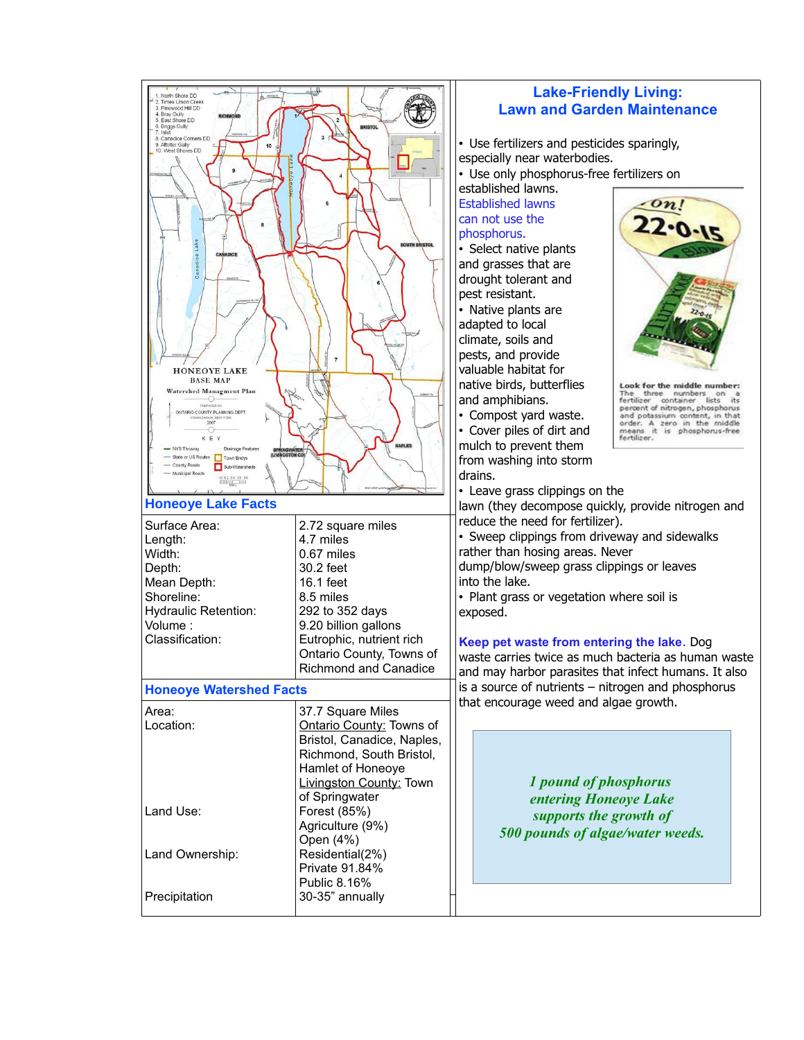## Honeoye Lake Facts

| | |
|---|---|
| Surface Area: | 2.72 square miles |
| Length: | 4.7 miles |
| Width: | 0.67 miles |
| Depth: | 30.2 feet |
| Mean Depth: | 16.1 feet |
| Shoreline: | 8.5 miles |
| Hydraulic Retention: | 292 to 352 days |
| Volume : | 9.20 billion gallons |
| Classification: | Eutrophic, nutrient rich<br>Ontario County, Towns of Richmond and Canadice |

## Honeoye Watershed Facts

| | |
|---|---|
| Area: | 37.7 Square Miles |
| Location: | Ontario County: Towns of Bristol, Canadice, Naples, Richmond, South Bristol, Hamlet of Honeoye<br>Livingston County: Town of Springwater |
| Land Use: | Forest (85%)<br>Agriculture (9%)<br>Open (4%)<br>Residential(2%) |
| Land Ownership: | Private 91.84%<br>Public 8.16% |
| Precipitation | 30-35" annually |

## Lake-Friendly Living: Lawn and Garden Maintenance

- Use fertilizers and pesticides sparingly, especially near waterbodies.
- Use only phosphorus-free fertilizers on established lawns. Established lawns can not use the phosphorus.
- Select native plants and grasses that are drought tolerant and pest resistant.
- Native plants are adapted to local climate, soils and pests, and provide valuable habitat for native birds, butterflies and amphibians.
- Compost yard waste.
- Cover piles of dirt and mulch to prevent them from washing into storm drains.
- Leave grass clippings on the lawn (they decompose quickly, provide nitrogen and reduce the need for fertilizer).
- Sweep clippings from driveway and sidewalks rather than hosing areas. Never dump/blow/sweep grass clippings or leaves into the lake.
- Plant grass or vegetation where soil is exposed.

**Look for the middle number:** The three numbers on a fertilizer container lists its percent of nitrogen, phosphorus and potassium content, in that order. A zero in the middle means it is phosphorus-free fertilizer.

**Keep pet waste from entering the lake.** Dog waste carries twice as much bacteria as human waste and may harbor parasites that infect humans. It also is a source of nutrients – nitrogen and phosphorus that encourage weed and algae growth.

***1 pound of phosphorus entering Honeoye Lake supports the growth of 500 pounds of algae/water weeds.***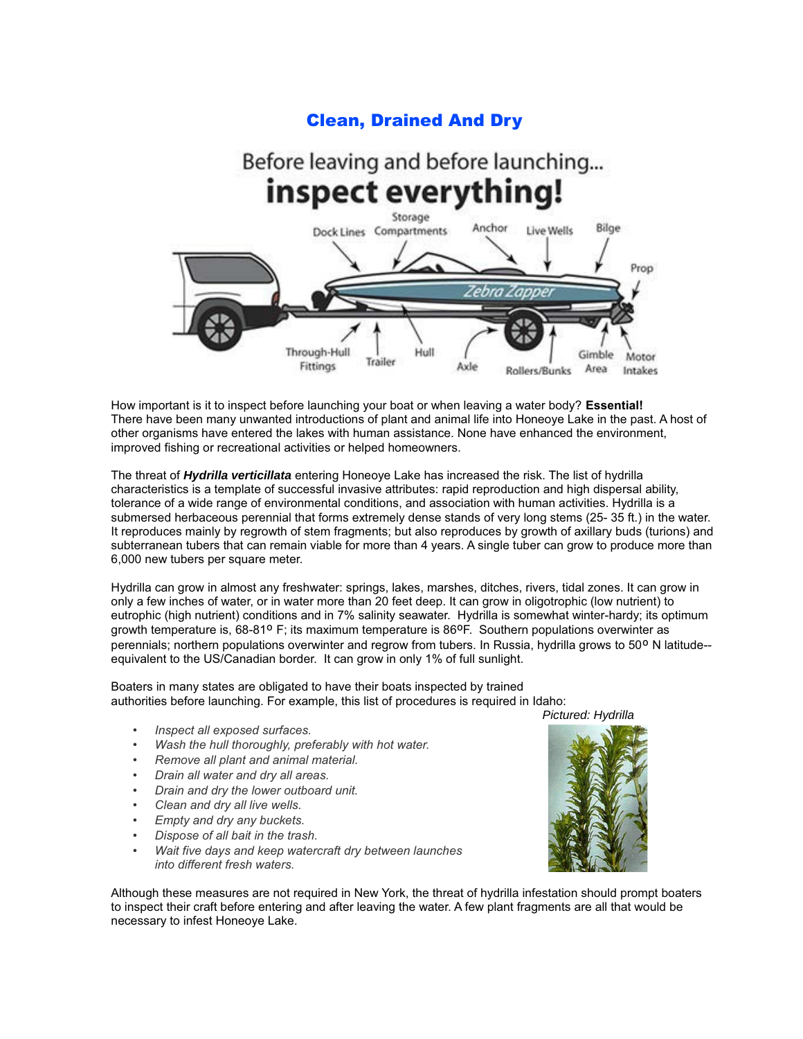# Clean, Drained And Dry

Before leaving and before launching...
**inspect everything!**

Dock Lines, Storage Compartments, Anchor, Live Wells, Bilge, Prop, Through-Hull Fittings, Trailer, Hull, Axle, Rollers/Bunks, Gimble Area, Motor Intakes

How important is it to inspect before launching your boat or when leaving a water body? **Essential!** There have been many unwanted introductions of plant and animal life into Honeoye Lake in the past. A host of other organisms have entered the lakes with human assistance. None have enhanced the environment, improved fishing or recreational activities or helped homeowners.

The threat of ***Hydrilla verticillata*** entering Honeoye Lake has increased the risk. The list of hydrilla characteristics is a template of successful invasive attributes: rapid reproduction and high dispersal ability, tolerance of a wide range of environmental conditions, and association with human activities. Hydrilla is a submersed herbaceous perennial that forms extremely dense stands of very long stems (25- 35 ft.) in the water. It reproduces mainly by regrowth of stem fragments; but also reproduces by growth of axillary buds (turions) and subterranean tubers that can remain viable for more than 4 years. A single tuber can grow to produce more than 6,000 new tubers per square meter.

Hydrilla can grow in almost any freshwater: springs, lakes, marshes, ditches, rivers, tidal zones. It can grow in only a few inches of water, or in water more than 20 feet deep. It can grow in oligotrophic (low nutrient) to eutrophic (high nutrient) conditions and in 7% salinity seawater. Hydrilla is somewhat winter-hardy; its optimum growth temperature is, 68-81º F; its maximum temperature is 86ºF. Southern populations overwinter as perennials; northern populations overwinter and regrow from tubers. In Russia, hydrilla grows to 50º N latitude--equivalent to the US/Canadian border. It can grow in only 1% of full sunlight.

Boaters in many states are obligated to have their boats inspected by trained authorities before launching. For example, this list of procedures is required in Idaho:

- *Inspect all exposed surfaces.*
- *Wash the hull thoroughly, preferably with hot water.*
- *Remove all plant and animal material.*
- *Drain all water and dry all areas.*
- *Drain and dry the lower outboard unit.*
- *Clean and dry all live wells.*
- *Empty and dry any buckets.*
- *Dispose of all bait in the trash.*
- *Wait five days and keep watercraft dry between launches into different fresh waters.*

*Pictured: Hydrilla*

Although these measures are not required in New York, the threat of hydrilla infestation should prompt boaters to inspect their craft before entering and after leaving the water. A few plant fragments are all that would be necessary to infest Honeoye Lake.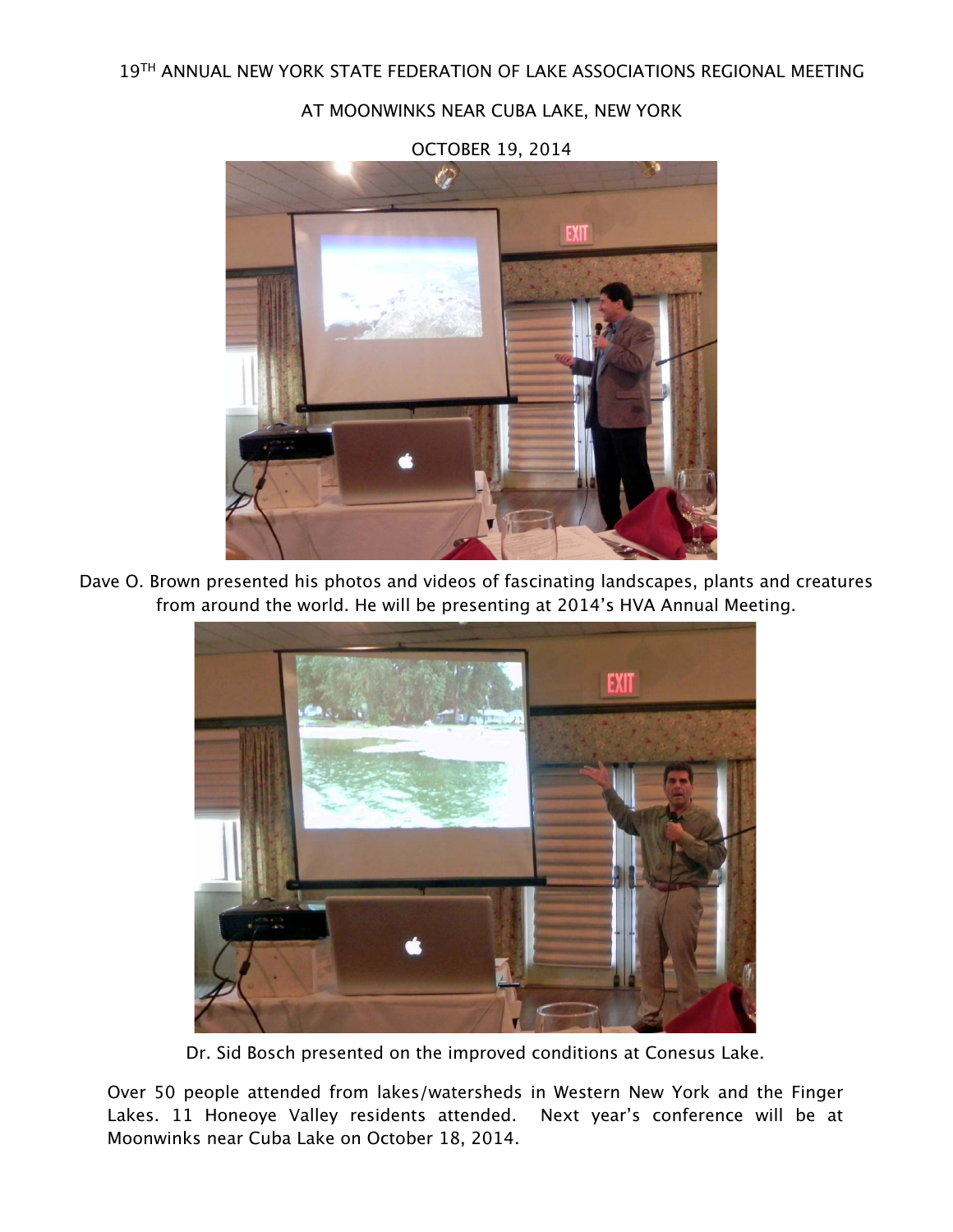19[TH] ANNUAL NEW YORK STATE FEDERATION OF LAKE ASSOCIATIONS REGIONAL MEETING

AT MOONWINKS NEAR CUBA LAKE, NEW YORK

OCTOBER 19, 2014

Dave O. Brown presented his photos and videos of fascinating landscapes, plants and creatures from around the world. He will be presenting at 2014's HVA Annual Meeting.

Dr. Sid Bosch presented on the improved conditions at Conesus Lake.

Over 50 people attended from lakes/watersheds in Western New York and the Finger Lakes. 11 Honeoye Valley residents attended. Next year's conference will be at Moonwinks near Cuba Lake on October 18, 2014.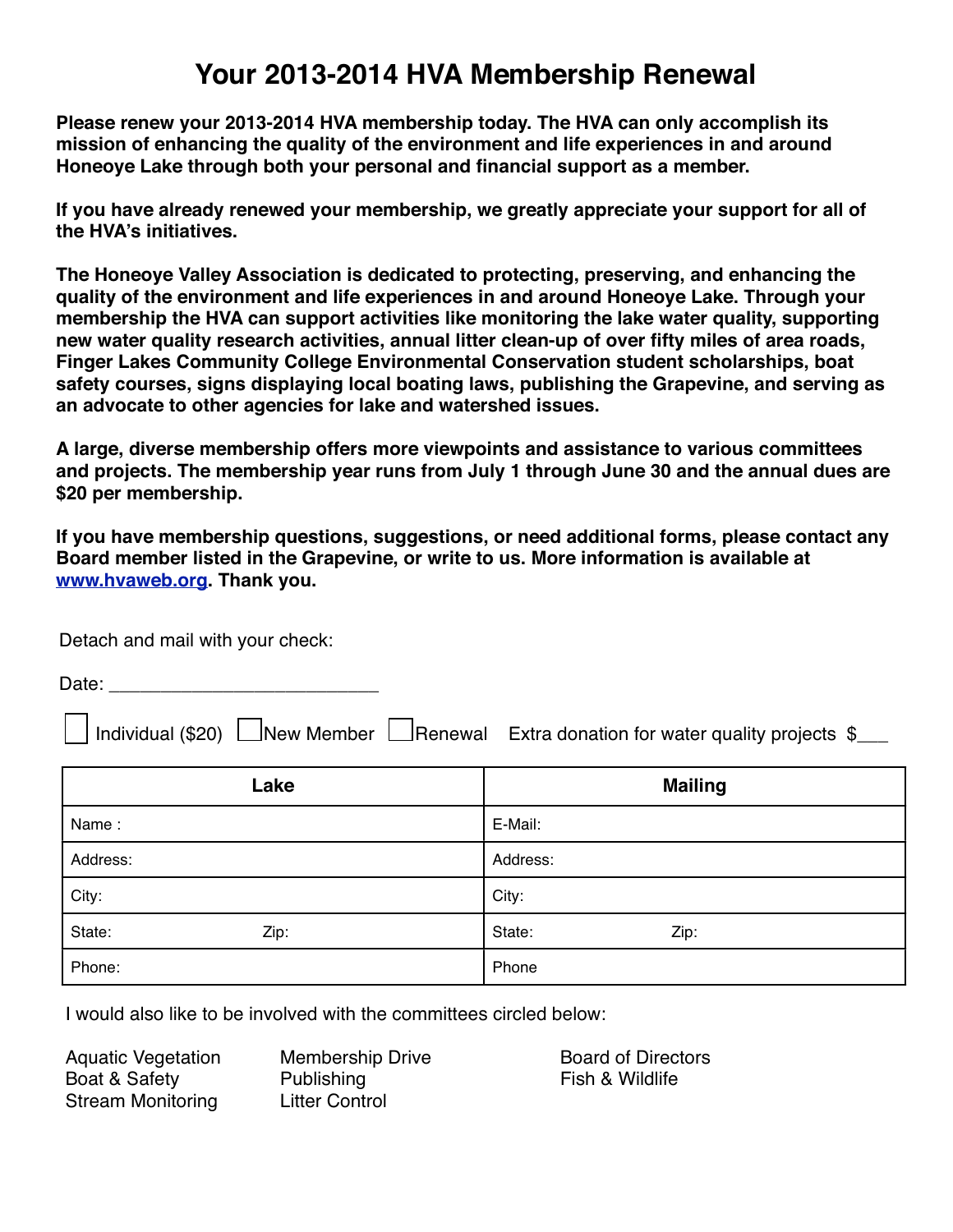# Your 2013-2014 HVA Membership Renewal

**Please renew your 2013-2014 HVA membership today. The HVA can only accomplish its mission of enhancing the quality of the environment and life experiences in and around Honeoye Lake through both your personal and financial support as a member.**

**If you have already renewed your membership, we greatly appreciate your support for all of the HVA's initiatives.**

**The Honeoye Valley Association is dedicated to protecting, preserving, and enhancing the quality of the environment and life experiences in and around Honeoye Lake. Through your membership the HVA can support activities like monitoring the lake water quality, supporting new water quality research activities, annual litter clean-up of over fifty miles of area roads, Finger Lakes Community College Environmental Conservation student scholarships, boat safety courses, signs displaying local boating laws, publishing the Grapevine, and serving as an advocate to other agencies for lake and watershed issues.**

**A large, diverse membership offers more viewpoints and assistance to various committees and projects. The membership year runs from July 1 through June 30 and the annual dues are $20 per membership.**

**If you have membership questions, suggestions, or need additional forms, please contact any Board member listed in the Grapevine, or write to us. More information is available at www.hvaweb.org. Thank you.**

Detach and mail with your check:

Date: ___________________________

☐ Individual ($20) ☐ New Member ☐ Renewal Extra donation for water quality projects $___

| Lake | | Mailing | |
|---|---|---|---|
| Name : | | E-Mail: | |
| Address: | | Address: | |
| City: | | City: | |
| State: | Zip: | State: | Zip: |
| Phone: | | Phone | |

I would also like to be involved with the committees circled below:

Aquatic Vegetation
Boat & Safety
Stream Monitoring

Membership Drive
Publishing
Litter Control

Board of Directors
Fish & Wildlife